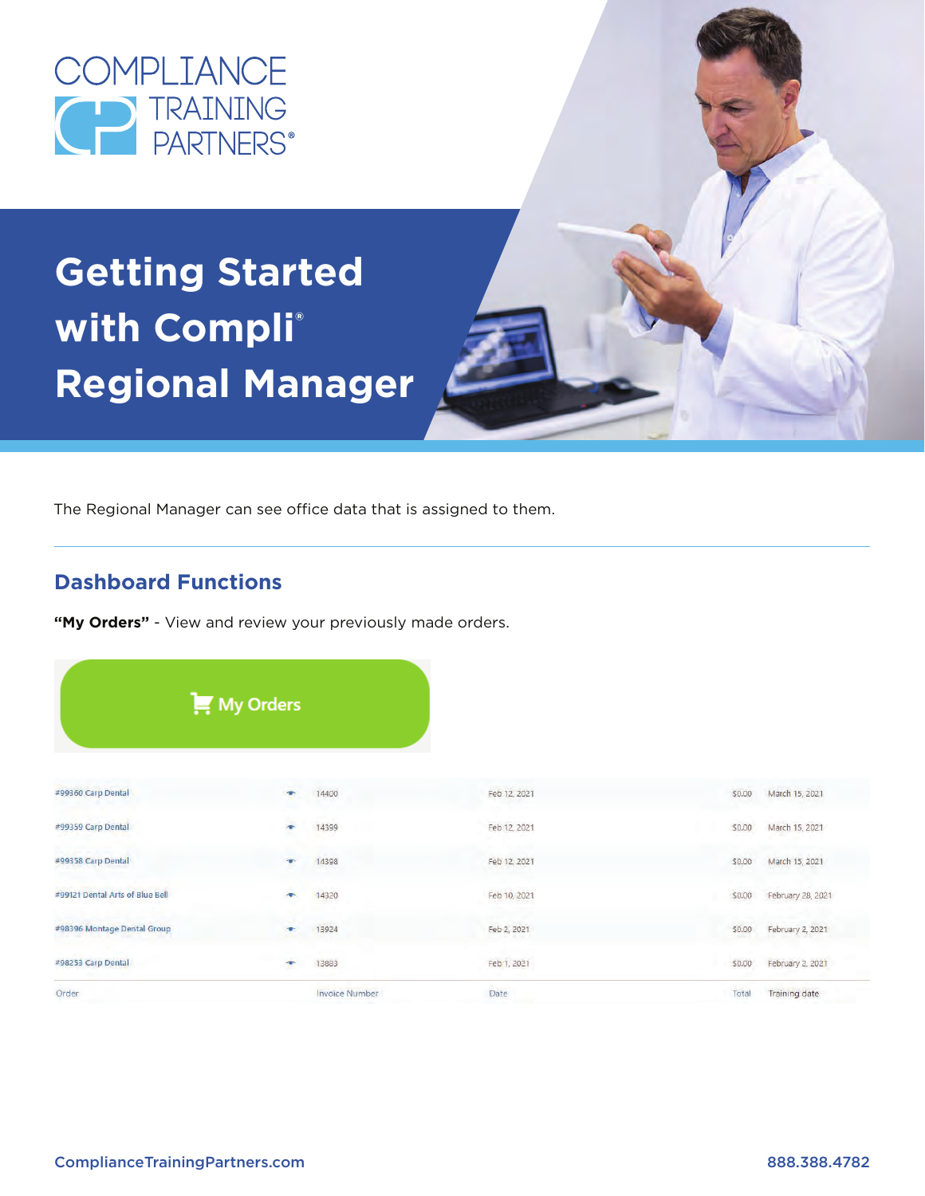# COMPLIANCE TRAINING PARTNERS®

# Getting Started with Compli® Regional Manager

The Regional Manager can see office data that is assigned to them.

## Dashboard Functions

**"My Orders"** - View and review your previously made orders.

My Orders

| Order | | Invoice Number | Date | Total | Training date |
|---|---|---|---|---|---|
| #99360 Carp Dental | | 14400 | Feb 12, 2021 | $0.00 | March 15, 2021 |
| #99359 Carp Dental | | 14399 | Feb 12, 2021 | $0.00 | March 15, 2021 |
| #99358 Carp Dental | | 14398 | Feb 12, 2021 | $0.00 | March 15, 2021 |
| #99121 Dental Arts of Blue Bell | | 14320 | Feb 10, 2021 | $0.00 | February 28, 2021 |
| #98396 Montage Dental Group | | 13924 | Feb 2, 2021 | $0.00 | February 2, 2021 |
| #98253 Carp Dental | | 13883 | Feb 1, 2021 | $0.00 | February 2, 2021 |

ComplianceTrainingPartners.com 888.388.4782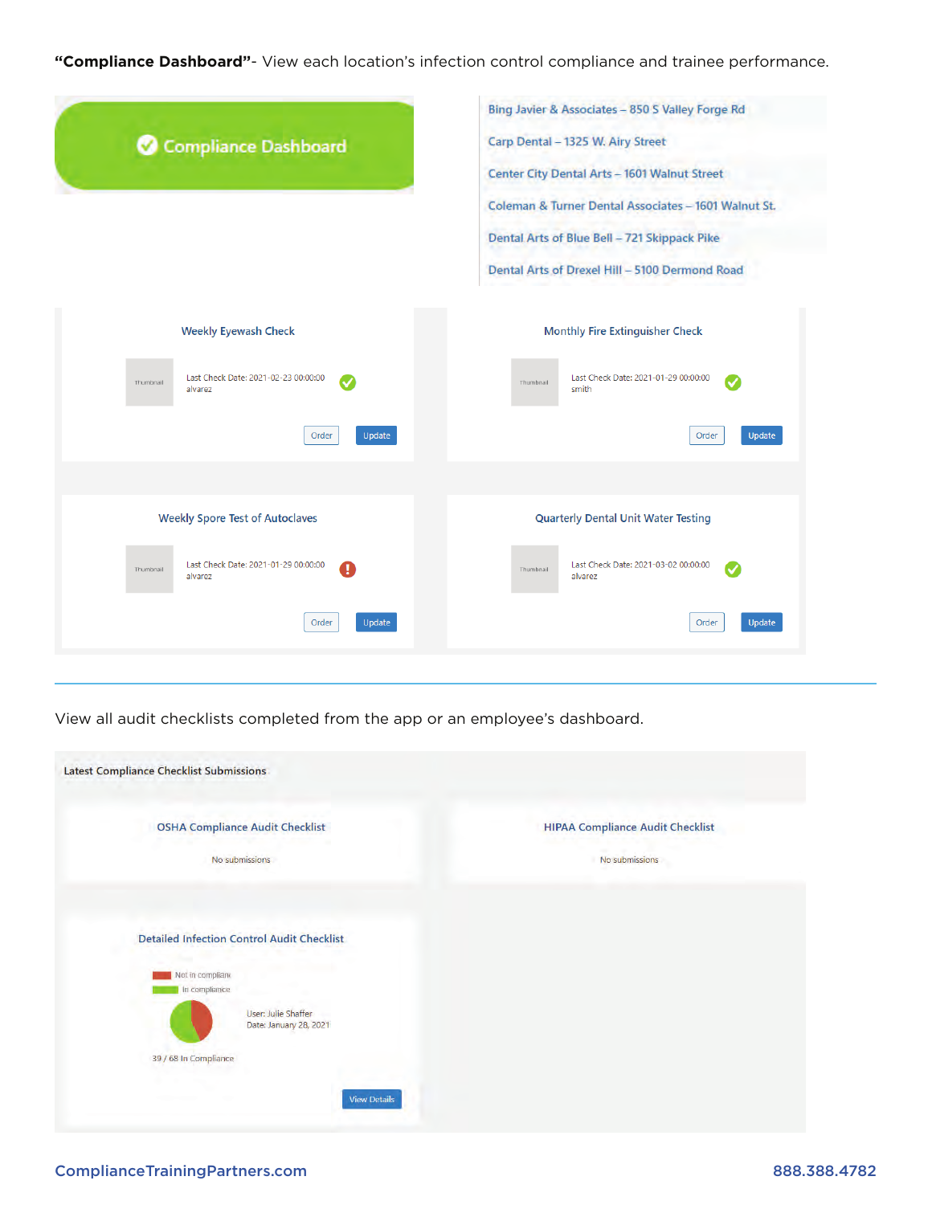**"Compliance Dashboard"**- View each location's infection control compliance and trainee performance.

Compliance Dashboard

- Bing Javier & Associates – 850 S Valley Forge Rd
- Carp Dental – 1325 W. Airy Street
- Center City Dental Arts – 1601 Walnut Street
- Coleman & Turner Dental Associates – 1601 Walnut St.
- Dental Arts of Blue Bell – 721 Skippack Pike
- Dental Arts of Drexel Hill – 5100 Dermond Road

**Weekly Eyewash Check**

Thumbnail

Last Check Date: 2021-02-23 00:00:00
alvarez

Order | Update

**Monthly Fire Extinguisher Check**

Thumbnail

Last Check Date: 2021-01-29 00:00:00
smith

Order | Update

**Weekly Spore Test of Autoclaves**

Thumbnail

Last Check Date: 2021-01-29 00:00:00
alvarez

Order | Update

**Quarterly Dental Unit Water Testing**

Thumbnail

Last Check Date: 2021-03-02 00:00:00
alvarez

Order | Update

---

View all audit checklists completed from the app or an employee's dashboard.

**Latest Compliance Checklist Submissions**

**OSHA Compliance Audit Checklist**

No submissions

**HIPAA Compliance Audit Checklist**

No submissions

**Detailed Infection Control Audit Checklist**

Not in complianc
In compliance

User: Julie Shaffer
Date: January 28, 2021

39 / 68 In Compliance

View Details

ComplianceTrainingPartners.com 888.388.4782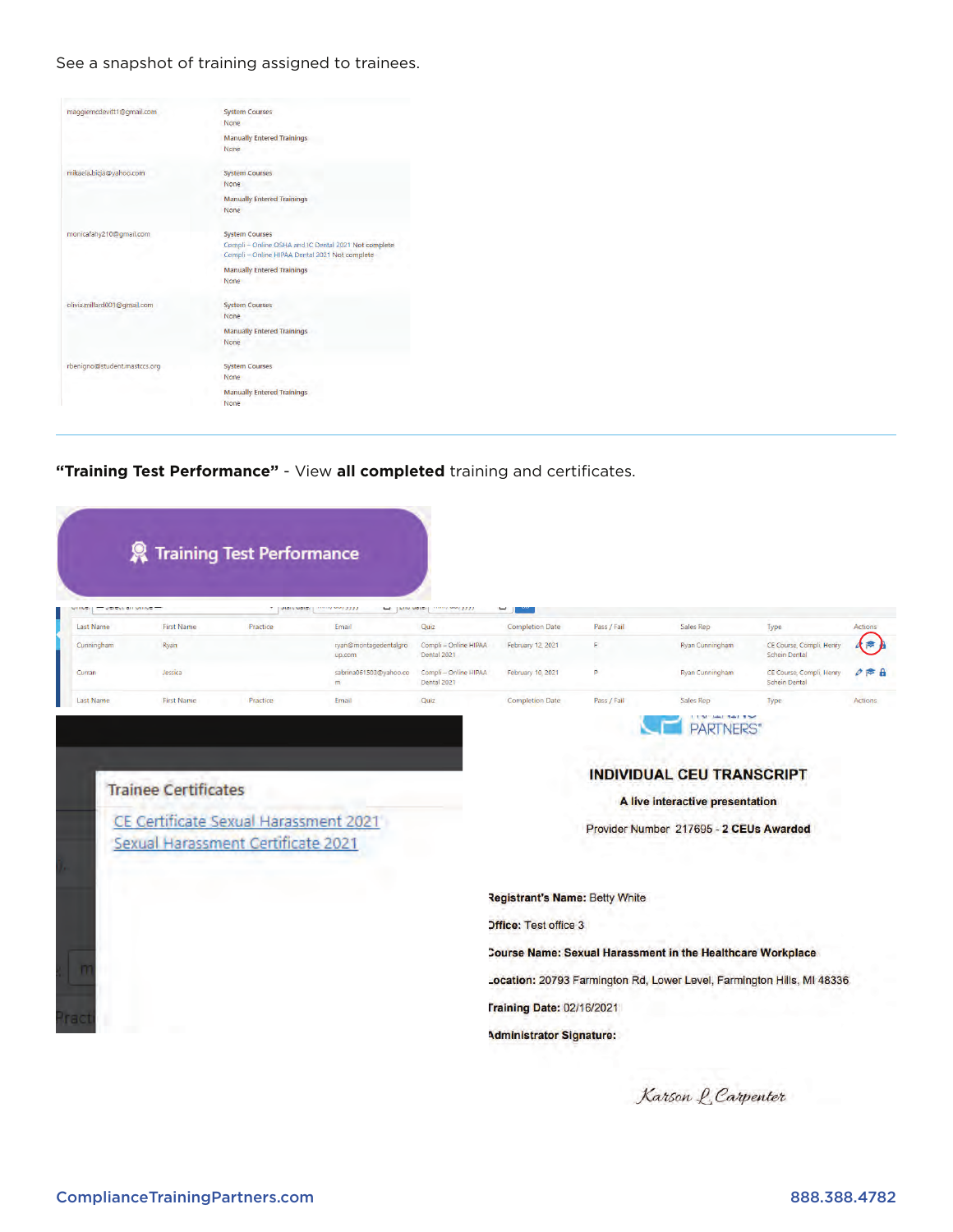See a snapshot of training assigned to trainees.

| | |
|---|---|
| maggiemcdevitt1@gmail.com | System Courses<br>None<br>Manually Entered Trainings<br>None |
| mikaela.bicja@yahoo.com | System Courses<br>None<br>Manually Entered Trainings<br>None |
| monicafahy210@gmail.com | System Courses<br>Compli – Online OSHA and IC Dental 2021 Not complete<br>Compli – Online HIPAA Dental 2021 Not complete<br>Manually Entered Trainings<br>None |
| olivia.millard001@gmail.com | System Courses<br>None<br>Manually Entered Trainings<br>None |
| rbenigno@student.mastccs.org | System Courses<br>None<br>Manually Entered Trainings<br>None |

---

**"Training Test Performance"** - View **all completed** training and certificates.

Training Test Performance

| Last Name | First Name | Practice | Email | Quiz | Completion Date | Pass / Fail | Sales Rep | Type | Actions |
|---|---|---|---|---|---|---|---|---|---|
| Cunningham | Ryan | | ryan@montagedentalgroup.com | Compli – Online HIPAA Dental 2021 | February 12, 2021 | F | Ryan Cunningham | CE Course, Compli, Henry Schein Dental | |
| Curran | Jessica | | sabrina061503@yahoo.com | Compli – Online HIPAA Dental 2021 | February 10, 2021 | P | Ryan Cunningham | CE Course, Compli, Henry Schein Dental | |
| Last Name | First Name | Practice | Email | Quiz | Completion Date | Pass / Fail | Sales Rep | Type | Actions |

Trainee Certificates

CE Certificate Sexual Harassment 2021

Sexual Harassment Certificate 2021

PARTNERS

**INDIVIDUAL CEU TRANSCRIPT**

**A live interactive presentation**

Provider Number 217695 - **2 CEUs Awarded**

**Registrant's Name:** Betty White

**Office:** Test office 3

**Course Name: Sexual Harassment in the Healthcare Workplace**

**Location:** 20793 Farmington Rd, Lower Level, Farmington Hills, MI 48336

**Training Date:** 02/16/2021

**Administrator Signature:**

Karson L. Carpenter

ComplianceTrainingPartners.com

888.388.4782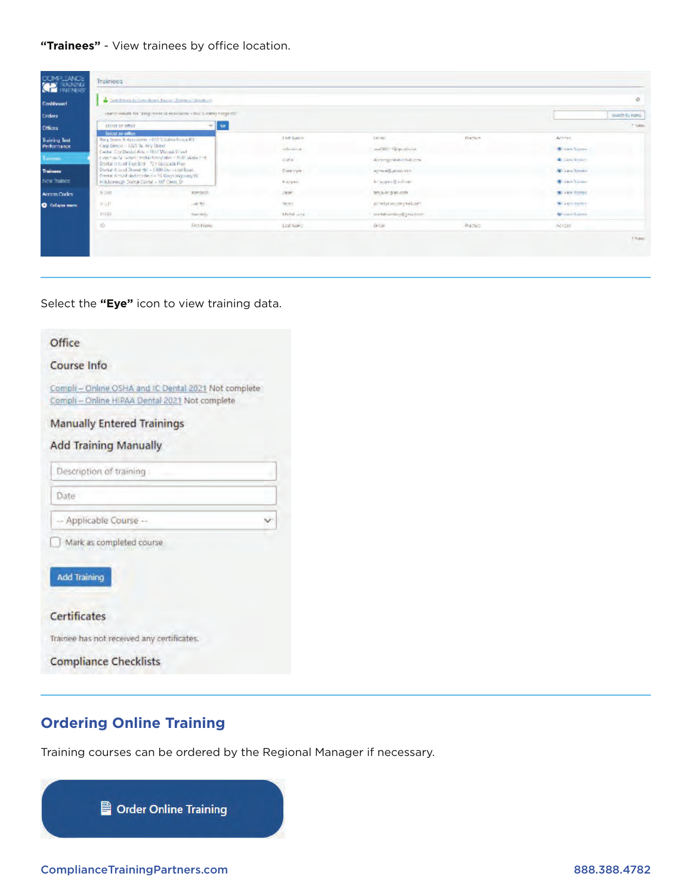**"Trainees"** - View trainees by office location.

Select the **"Eye"** icon to view training data.

Office

Course Info

Compli – Online OSHA and IC Dental 2021 Not complete
Compli – Online HIPAA Dental 2021 Not complete

Manually Entered Trainings

Add Training Manually

Description of training

Date

-- Applicable Course --

Mark as completed course

Add Training

Certificates

Trainee has not received any certificates.

Compliance Checklists

## Ordering Online Training

Training courses can be ordered by the Regional Manager if necessary.

Order Online Training

ComplianceTrainingPartners.com                                                                                888.388.4782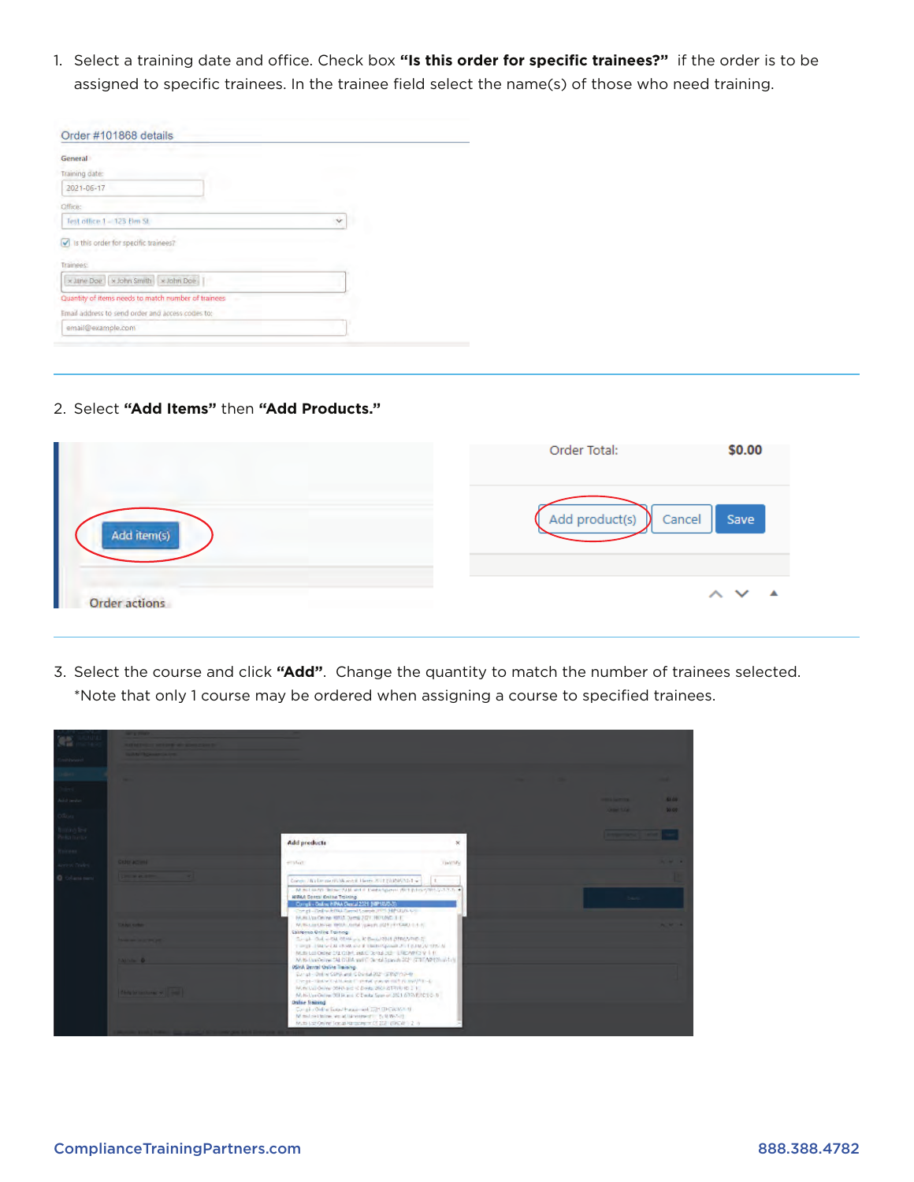1. Select a training date and office. Check box **"Is this order for specific trainees?"** if the order is to be assigned to specific trainees. In the trainee field select the name(s) of those who need training.

2. Select **"Add Items"** then **"Add Products."**

3. Select the course and click **"Add"**. Change the quantity to match the number of trainees selected. *Note that only 1 course may be ordered when assigning a course to specified trainees.

ComplianceTrainingPartners.com 888.388.4782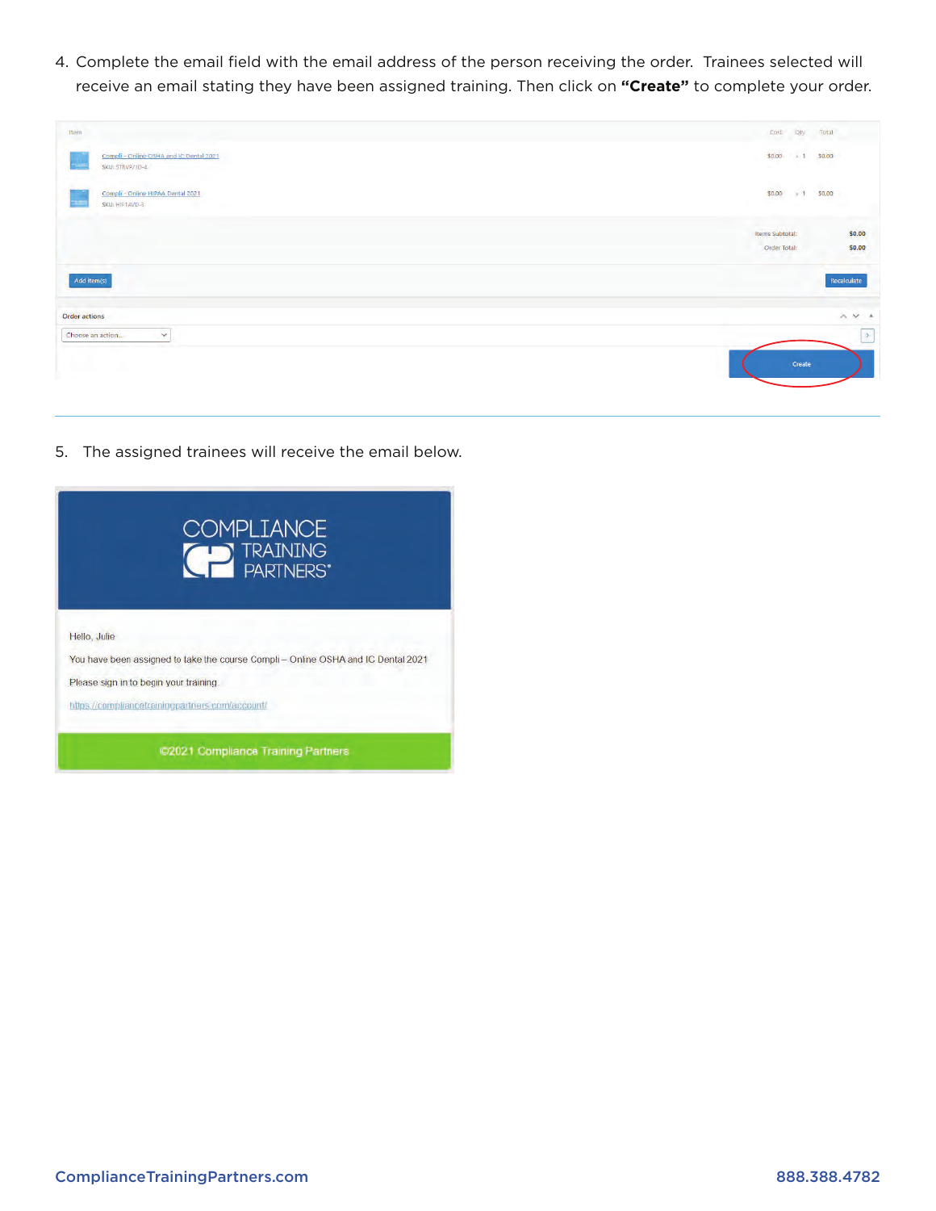4. Complete the email field with the email address of the person receiving the order. Trainees selected will receive an email stating they have been assigned training. Then click on **"Create"** to complete your order.

5. The assigned trainees will receive the email below.